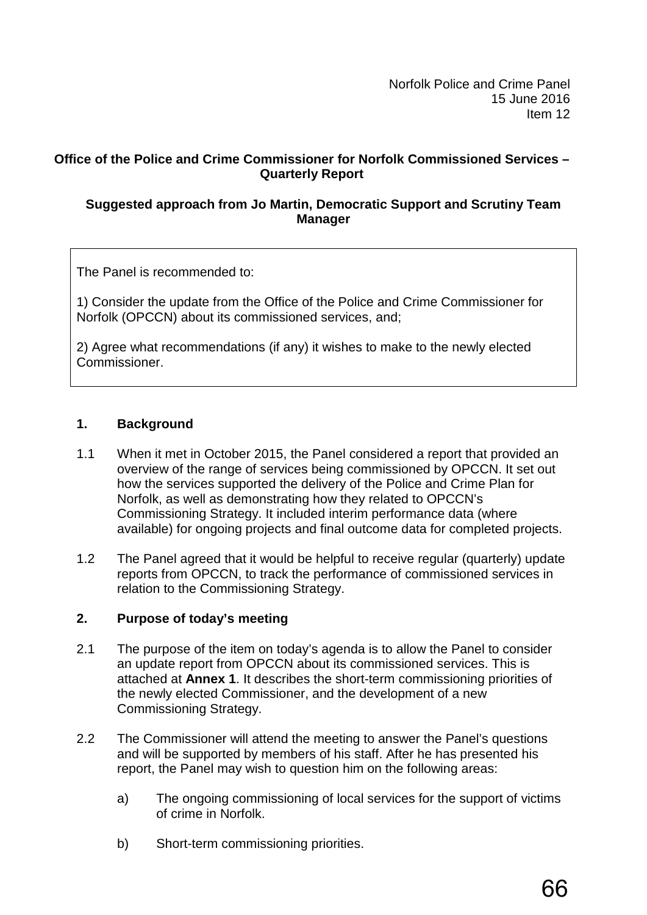Norfolk Police and Crime Panel
15 June 2016
Item 12

**Office of the Police and Crime Commissioner for Norfolk Commissioned Services – Quarterly Report**

**Suggested approach from Jo Martin, Democratic Support and Scrutiny Team Manager**

> The Panel is recommended to:
>
> 1) Consider the update from the Office of the Police and Crime Commissioner for Norfolk (OPCCN) about its commissioned services, and;
>
> 2) Agree what recommendations (if any) it wishes to make to the newly elected Commissioner.

## 1. Background

1.1 When it met in October 2015, the Panel considered a report that provided an overview of the range of services being commissioned by OPCCN. It set out how the services supported the delivery of the Police and Crime Plan for Norfolk, as well as demonstrating how they related to OPCCN's Commissioning Strategy. It included interim performance data (where available) for ongoing projects and final outcome data for completed projects.

1.2 The Panel agreed that it would be helpful to receive regular (quarterly) update reports from OPCCN, to track the performance of commissioned services in relation to the Commissioning Strategy.

## 2. Purpose of today's meeting

2.1 The purpose of the item on today's agenda is to allow the Panel to consider an update report from OPCCN about its commissioned services. This is attached at **Annex 1**. It describes the short-term commissioning priorities of the newly elected Commissioner, and the development of a new Commissioning Strategy.

2.2 The Commissioner will attend the meeting to answer the Panel's questions and will be supported by members of his staff. After he has presented his report, the Panel may wish to question him on the following areas:

a) The ongoing commissioning of local services for the support of victims of crime in Norfolk.

b) Short-term commissioning priorities.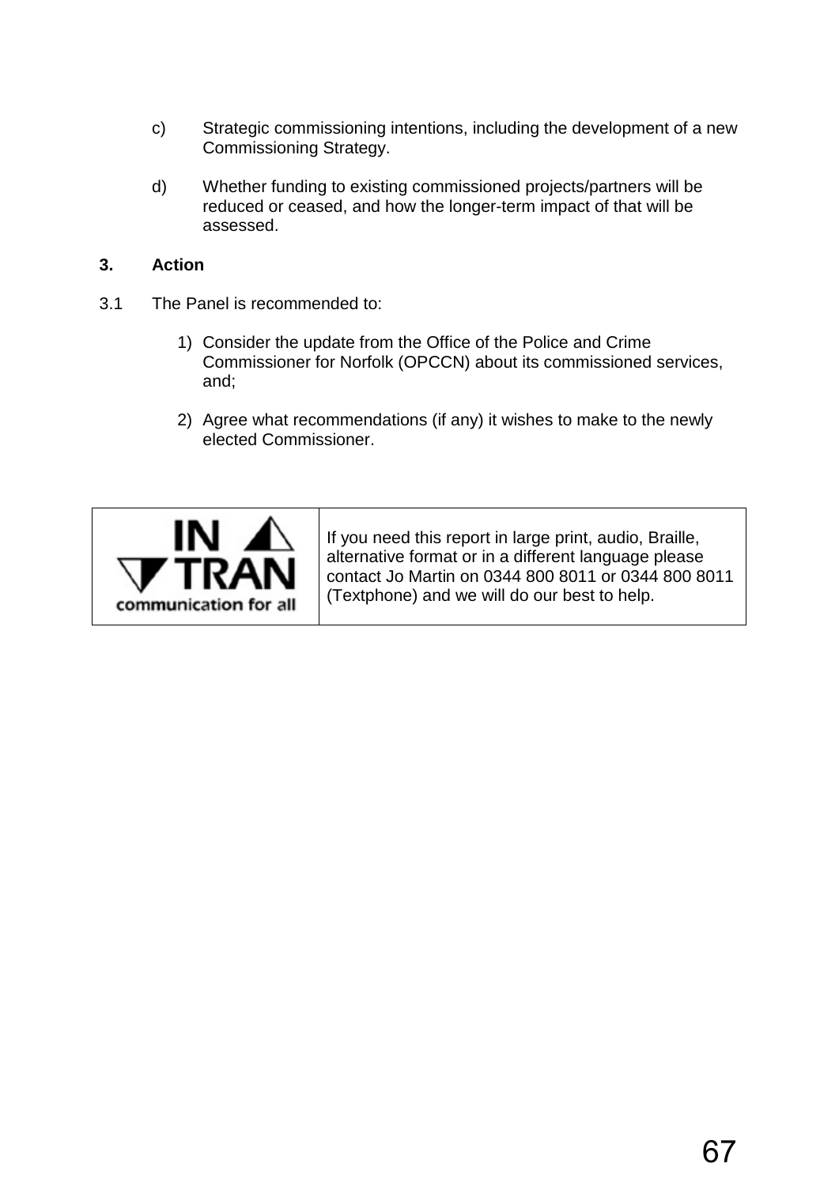c) Strategic commissioning intentions, including the development of a new Commissioning Strategy.

d) Whether funding to existing commissioned projects/partners will be reduced or ceased, and how the longer-term impact of that will be assessed.

## 3. Action

3.1 The Panel is recommended to:

1) Consider the update from the Office of the Police and Crime Commissioner for Norfolk (OPCCN) about its commissioned services, and;

2) Agree what recommendations (if any) it wishes to make to the newly elected Commissioner.

| IN TRAN communication for all | If you need this report in large print, audio, Braille, alternative format or in a different language please contact Jo Martin on 0344 800 8011 or 0344 800 8011 (Textphone) and we will do our best to help. |
|---|---|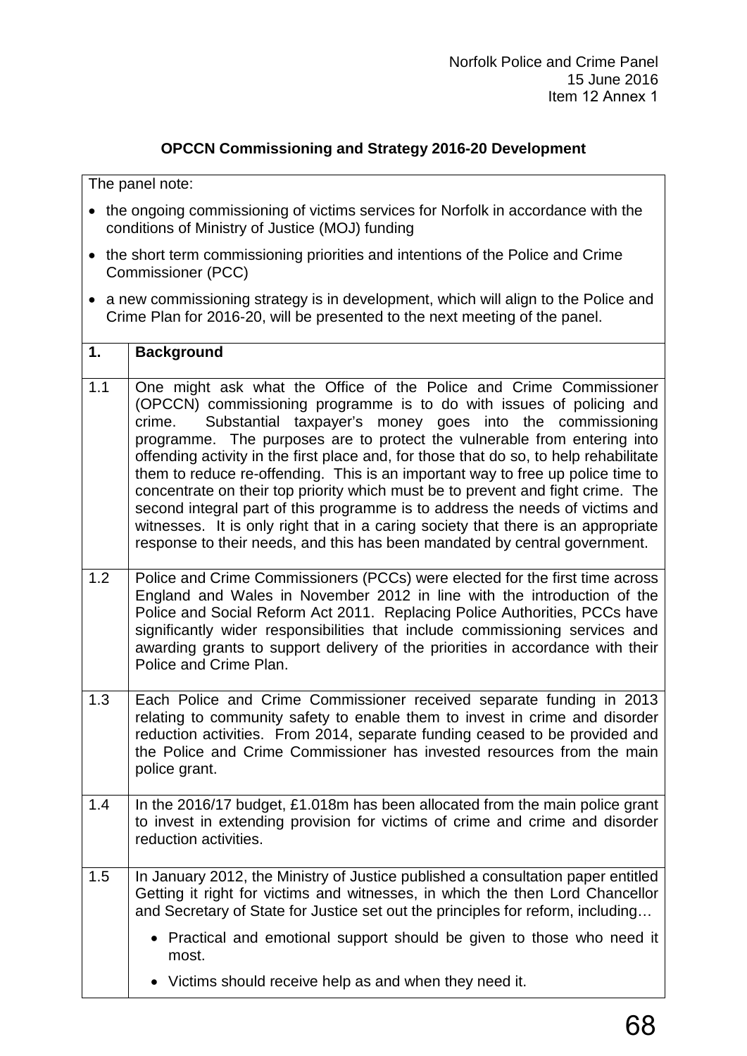Norfolk Police and Crime Panel
15 June 2016
Item 12 Annex 1

**OPCCN Commissioning and Strategy 2016-20 Development**

The panel note:

- the ongoing commissioning of victims services for Norfolk in accordance with the conditions of Ministry of Justice (MOJ) funding
- the short term commissioning priorities and intentions of the Police and Crime Commissioner (PCC)
- a new commissioning strategy is in development, which will align to the Police and Crime Plan for 2016-20, will be presented to the next meeting of the panel.

| **1.** | **Background** |
|---|---|
| 1.1 | One might ask what the Office of the Police and Crime Commissioner (OPCCN) commissioning programme is to do with issues of policing and crime. Substantial taxpayer's money goes into the commissioning programme. The purposes are to protect the vulnerable from entering into offending activity in the first place and, for those that do so, to help rehabilitate them to reduce re-offending. This is an important way to free up police time to concentrate on their top priority which must be to prevent and fight crime. The second integral part of this programme is to address the needs of victims and witnesses. It is only right that in a caring society that there is an appropriate response to their needs, and this has been mandated by central government. |
| 1.2 | Police and Crime Commissioners (PCCs) were elected for the first time across England and Wales in November 2012 in line with the introduction of the Police and Social Reform Act 2011. Replacing Police Authorities, PCCs have significantly wider responsibilities that include commissioning services and awarding grants to support delivery of the priorities in accordance with their Police and Crime Plan. |
| 1.3 | Each Police and Crime Commissioner received separate funding in 2013 relating to community safety to enable them to invest in crime and disorder reduction activities. From 2014, separate funding ceased to be provided and the Police and Crime Commissioner has invested resources from the main police grant. |
| 1.4 | In the 2016/17 budget, £1.018m has been allocated from the main police grant to invest in extending provision for victims of crime and crime and disorder reduction activities. |
| 1.5 | In January 2012, the Ministry of Justice published a consultation paper entitled Getting it right for victims and witnesses, in which the then Lord Chancellor and Secretary of State for Justice set out the principles for reform, including… <br> • Practical and emotional support should be given to those who need it most. <br> • Victims should receive help as and when they need it. |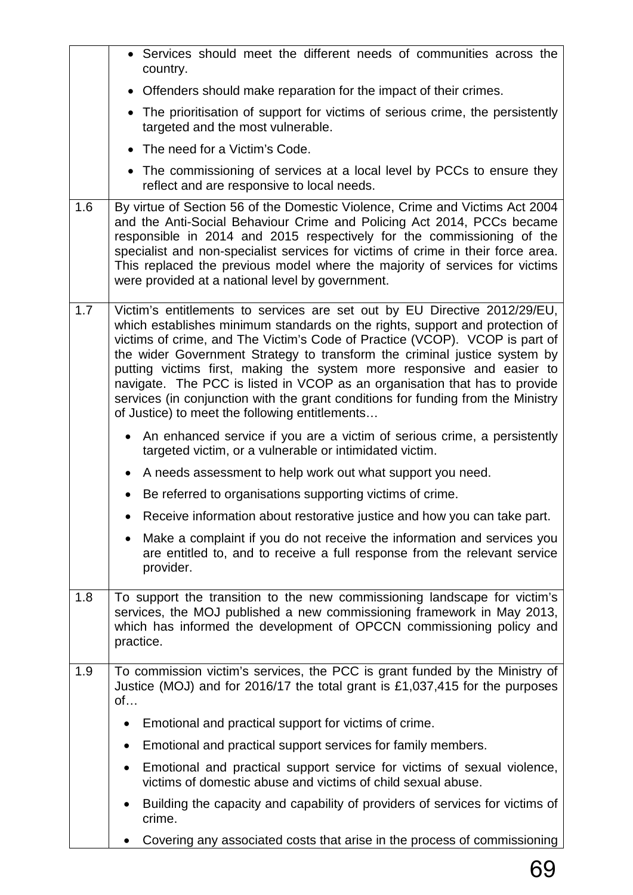| | |
|---|---|
| | • Services should meet the different needs of communities across the country.<br>• Offenders should make reparation for the impact of their crimes.<br>• The prioritisation of support for victims of serious crime, the persistently targeted and the most vulnerable.<br>• The need for a Victim's Code.<br>• The commissioning of services at a local level by PCCs to ensure they reflect and are responsive to local needs. |
| 1.6 | By virtue of Section 56 of the Domestic Violence, Crime and Victims Act 2004 and the Anti-Social Behaviour Crime and Policing Act 2014, PCCs became responsible in 2014 and 2015 respectively for the commissioning of the specialist and non-specialist services for victims of crime in their force area. This replaced the previous model where the majority of services for victims were provided at a national level by government. |
| 1.7 | Victim's entitlements to services are set out by EU Directive 2012/29/EU, which establishes minimum standards on the rights, support and protection of victims of crime, and The Victim's Code of Practice (VCOP). VCOP is part of the wider Government Strategy to transform the criminal justice system by putting victims first, making the system more responsive and easier to navigate. The PCC is listed in VCOP as an organisation that has to provide services (in conjunction with the grant conditions for funding from the Ministry of Justice) to meet the following entitlements…<br>• An enhanced service if you are a victim of serious crime, a persistently targeted victim, or a vulnerable or intimidated victim.<br>• A needs assessment to help work out what support you need.<br>• Be referred to organisations supporting victims of crime.<br>• Receive information about restorative justice and how you can take part.<br>• Make a complaint if you do not receive the information and services you are entitled to, and to receive a full response from the relevant service provider. |
| 1.8 | To support the transition to the new commissioning landscape for victim's services, the MOJ published a new commissioning framework in May 2013, which has informed the development of OPCCN commissioning policy and practice. |
| 1.9 | To commission victim's services, the PCC is grant funded by the Ministry of Justice (MOJ) and for 2016/17 the total grant is £1,037,415 for the purposes of…<br>• Emotional and practical support for victims of crime.<br>• Emotional and practical support services for family members.<br>• Emotional and practical support service for victims of sexual violence, victims of domestic abuse and victims of child sexual abuse.<br>• Building the capacity and capability of providers of services for victims of crime.<br>• Covering any associated costs that arise in the process of commissioning |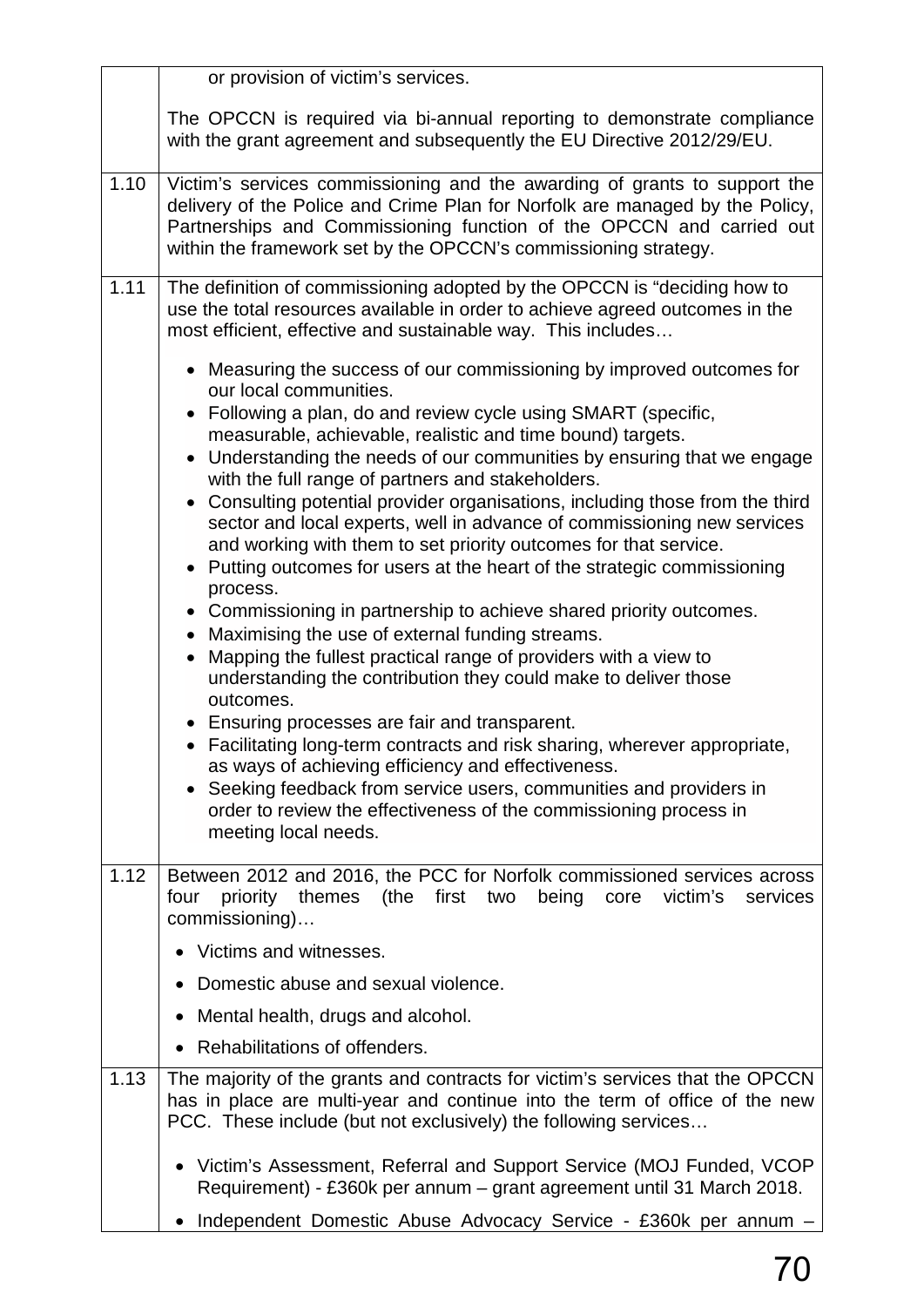| | |
|---|---|
| | or provision of victim's services.<br><br>The OPCCN is required via bi-annual reporting to demonstrate compliance with the grant agreement and subsequently the EU Directive 2012/29/EU. |
| 1.10 | Victim's services commissioning and the awarding of grants to support the delivery of the Police and Crime Plan for Norfolk are managed by the Policy, Partnerships and Commissioning function of the OPCCN and carried out within the framework set by the OPCCN's commissioning strategy. |
| 1.11 | The definition of commissioning adopted by the OPCCN is "deciding how to use the total resources available in order to achieve agreed outcomes in the most efficient, effective and sustainable way. This includes…<br><br>• Measuring the success of our commissioning by improved outcomes for our local communities.<br>• Following a plan, do and review cycle using SMART (specific, measurable, achievable, realistic and time bound) targets.<br>• Understanding the needs of our communities by ensuring that we engage with the full range of partners and stakeholders.<br>• Consulting potential provider organisations, including those from the third sector and local experts, well in advance of commissioning new services and working with them to set priority outcomes for that service.<br>• Putting outcomes for users at the heart of the strategic commissioning process.<br>• Commissioning in partnership to achieve shared priority outcomes.<br>• Maximising the use of external funding streams.<br>• Mapping the fullest practical range of providers with a view to understanding the contribution they could make to deliver those outcomes.<br>• Ensuring processes are fair and transparent.<br>• Facilitating long-term contracts and risk sharing, wherever appropriate, as ways of achieving efficiency and effectiveness.<br>• Seeking feedback from service users, communities and providers in order to review the effectiveness of the commissioning process in meeting local needs. |
| 1.12 | Between 2012 and 2016, the PCC for Norfolk commissioned services across four priority themes (the first two being core victim's services commissioning)…<br><br>• Victims and witnesses.<br>• Domestic abuse and sexual violence.<br>• Mental health, drugs and alcohol.<br>• Rehabilitations of offenders. |
| 1.13 | The majority of the grants and contracts for victim's services that the OPCCN has in place are multi-year and continue into the term of office of the new PCC. These include (but not exclusively) the following services…<br><br>• Victim's Assessment, Referral and Support Service (MOJ Funded, VCOP Requirement) - £360k per annum – grant agreement until 31 March 2018.<br>• Independent Domestic Abuse Advocacy Service - £360k per annum – |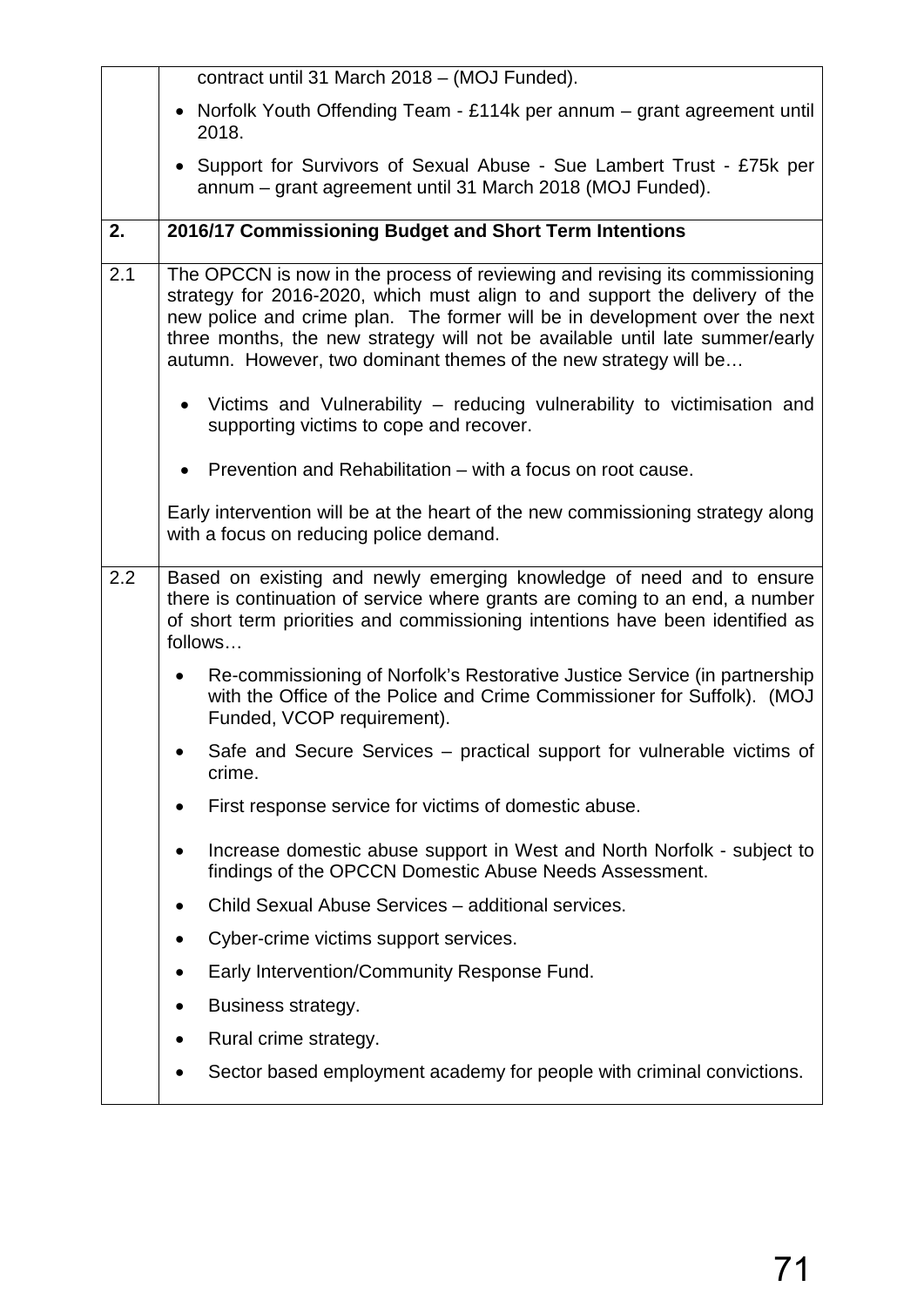| | |
|---|---|
| | contract until 31 March 2018 – (MOJ Funded).<br>• Norfolk Youth Offending Team - £114k per annum – grant agreement until 2018.<br>• Support for Survivors of Sexual Abuse - Sue Lambert Trust - £75k per annum – grant agreement until 31 March 2018 (MOJ Funded). |
| **2.** | **2016/17 Commissioning Budget and Short Term Intentions** |
| 2.1 | The OPCCN is now in the process of reviewing and revising its commissioning strategy for 2016-2020, which must align to and support the delivery of the new police and crime plan. The former will be in development over the next three months, the new strategy will not be available until late summer/early autumn. However, two dominant themes of the new strategy will be…<br>• Victims and Vulnerability – reducing vulnerability to victimisation and supporting victims to cope and recover.<br>• Prevention and Rehabilitation – with a focus on root cause.<br>Early intervention will be at the heart of the new commissioning strategy along with a focus on reducing police demand. |
| 2.2 | Based on existing and newly emerging knowledge of need and to ensure there is continuation of service where grants are coming to an end, a number of short term priorities and commissioning intentions have been identified as follows…<br>• Re-commissioning of Norfolk's Restorative Justice Service (in partnership with the Office of the Police and Crime Commissioner for Suffolk). (MOJ Funded, VCOP requirement).<br>• Safe and Secure Services – practical support for vulnerable victims of crime.<br>• First response service for victims of domestic abuse.<br>• Increase domestic abuse support in West and North Norfolk - subject to findings of the OPCCN Domestic Abuse Needs Assessment.<br>• Child Sexual Abuse Services – additional services.<br>• Cyber-crime victims support services.<br>• Early Intervention/Community Response Fund.<br>• Business strategy.<br>• Rural crime strategy.<br>• Sector based employment academy for people with criminal convictions. |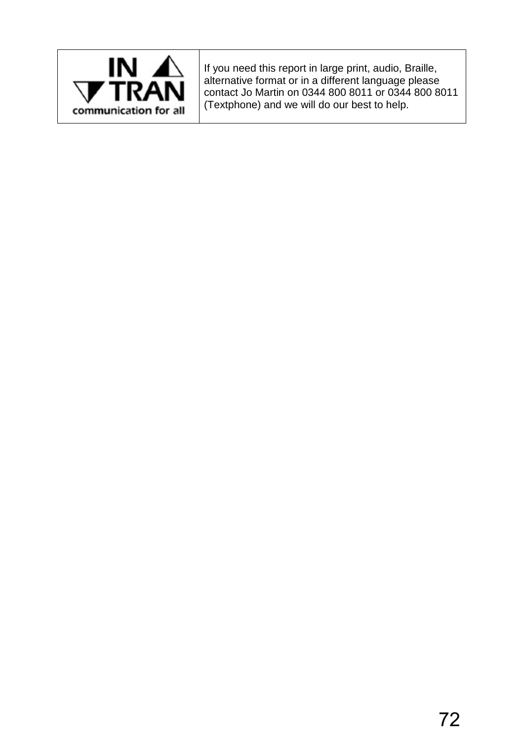| | |
|---|---|
| IN TRAN communication for all | If you need this report in large print, audio, Braille, alternative format or in a different language please contact Jo Martin on 0344 800 8011 or 0344 800 8011 (Textphone) and we will do our best to help. |